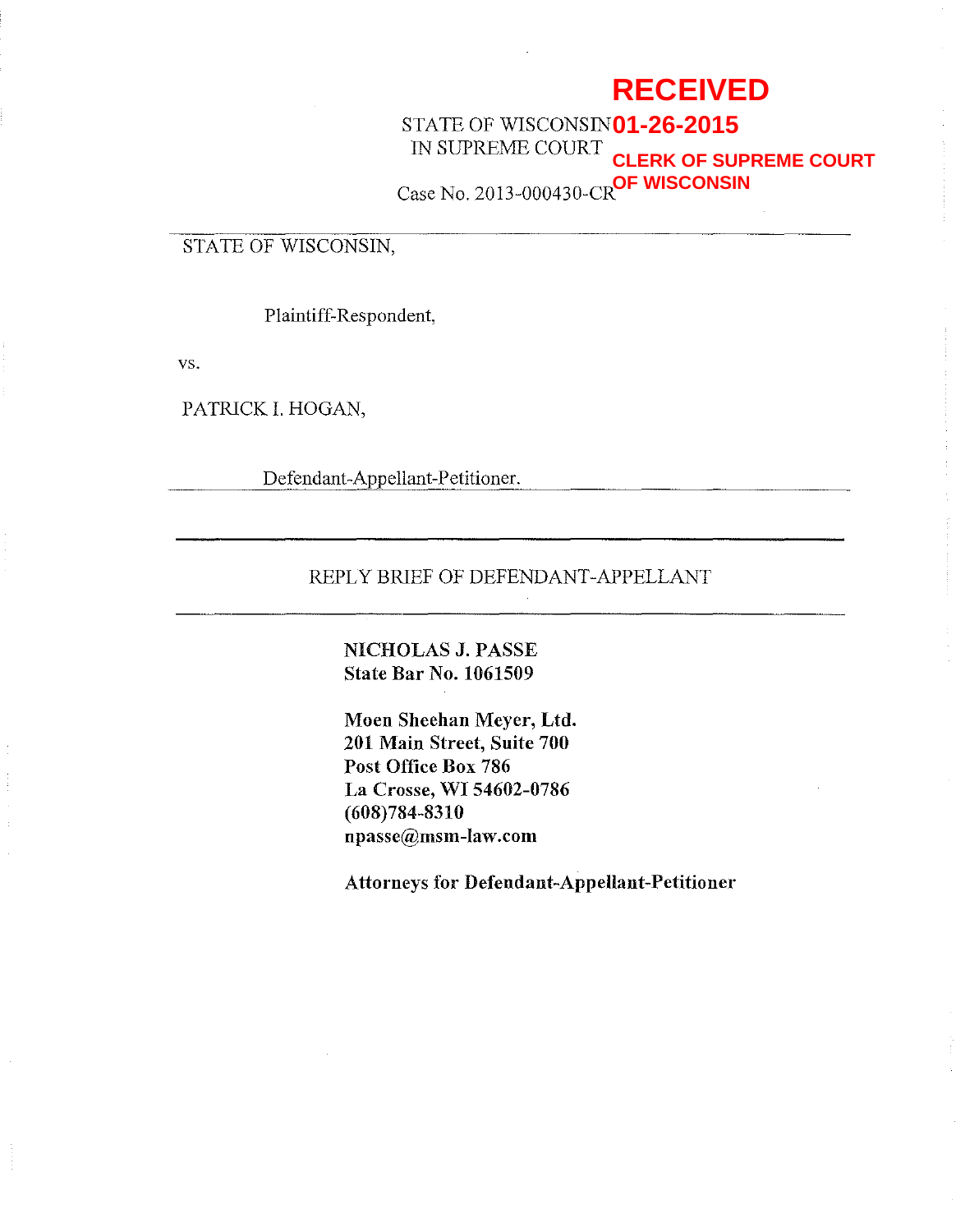**RECEIVED**

**01-26-2015**

**CLERK OF SUPREME COURT OF WISCONSIN**

STATE OF WISCONSIN
IN SUPREME COURT

Case No. 2013-000430-CR

---

STATE OF WISCONSIN,

Plaintiff-Respondent,

vs.

PATRICK I. HOGAN,

Defendant-Appellant-Petitioner.

---

REPLY BRIEF OF DEFENDANT-APPELLANT

---

**NICHOLAS J. PASSE**
**State Bar No. 1061509**

**Moen Sheehan Meyer, Ltd.**
**201 Main Street, Suite 700**
**Post Office Box 786**
**La Crosse, WI 54602-0786**
**(608)784-8310**
**npasse@msm-law.com**

**Attorneys for Defendant-Appellant-Petitioner**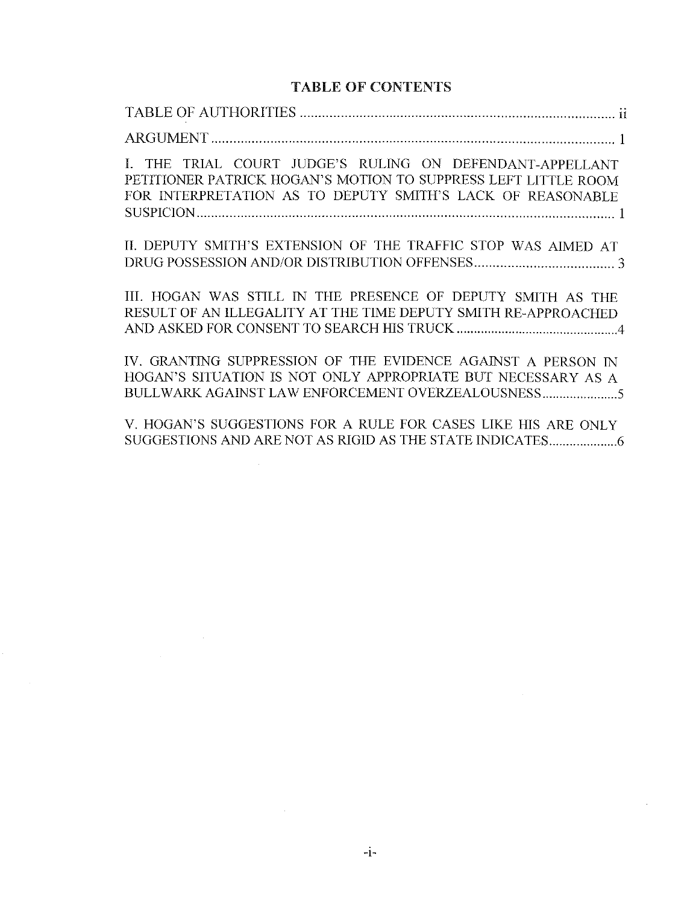# TABLE OF CONTENTS

TABLE OF AUTHORITIES .......... ii

ARGUMENT .......... 1

I. THE TRIAL COURT JUDGE'S RULING ON DEFENDANT-APPELLANT PETITIONER PATRICK HOGAN'S MOTION TO SUPPRESS LEFT LITTLE ROOM FOR INTERPRETATION AS TO DEPUTY SMITH'S LACK OF REASONABLE SUSPICION .......... 1

II. DEPUTY SMITH'S EXTENSION OF THE TRAFFIC STOP WAS AIMED AT DRUG POSSESSION AND/OR DISTRIBUTION OFFENSES .......... 3

III. HOGAN WAS STILL IN THE PRESENCE OF DEPUTY SMITH AS THE RESULT OF AN ILLEGALITY AT THE TIME DEPUTY SMITH RE-APPROACHED AND ASKED FOR CONSENT TO SEARCH HIS TRUCK .......... 4

IV. GRANTING SUPPRESSION OF THE EVIDENCE AGAINST A PERSON IN HOGAN'S SITUATION IS NOT ONLY APPROPRIATE BUT NECESSARY AS A BULLWARK AGAINST LAW ENFORCEMENT OVERZEALOUSNESS .......... 5

V. HOGAN'S SUGGESTIONS FOR A RULE FOR CASES LIKE HIS ARE ONLY SUGGESTIONS AND ARE NOT AS RIGID AS THE STATE INDICATES .......... 6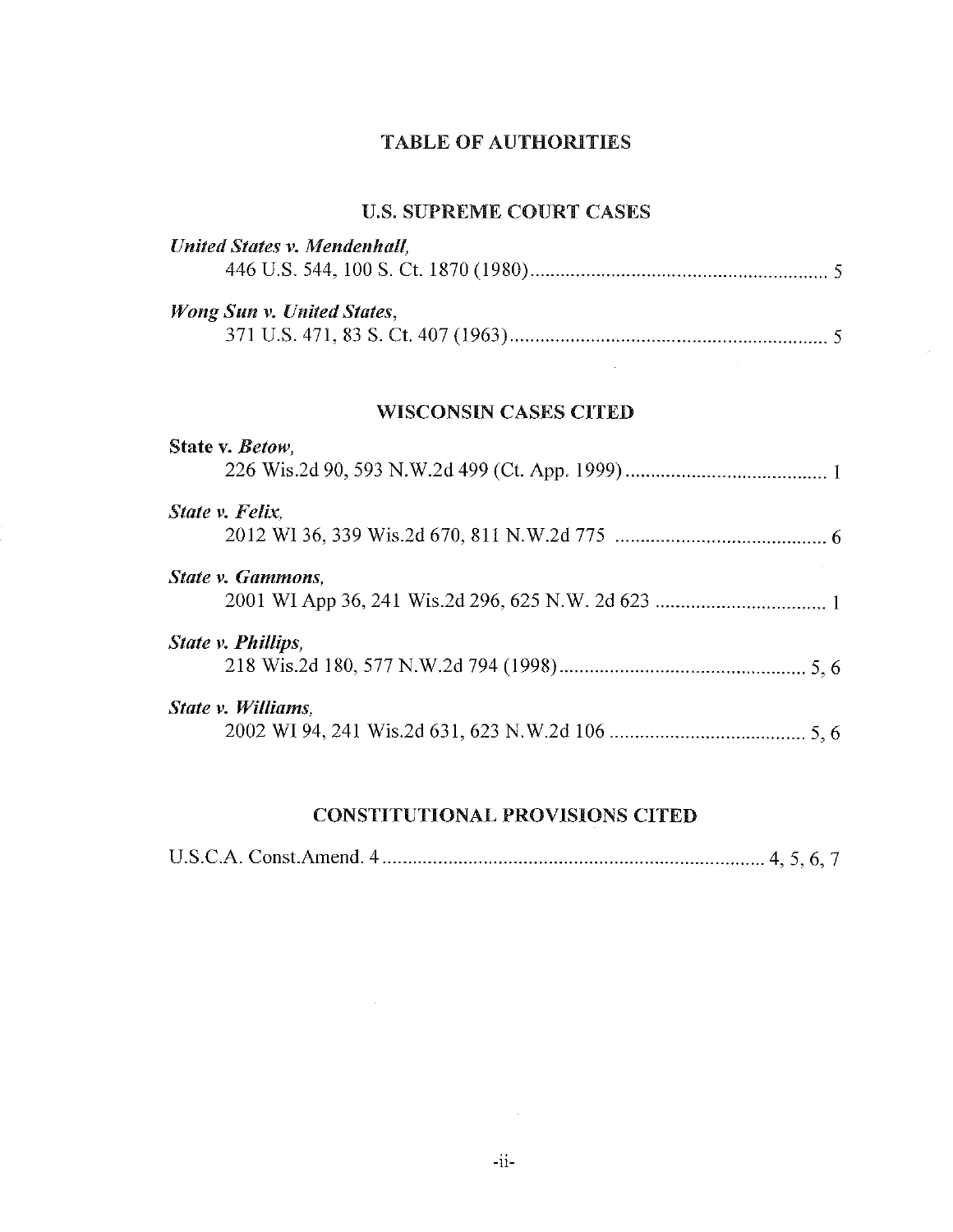# TABLE OF AUTHORITIES

## U.S. SUPREME COURT CASES

*United States v. Mendenhall*,
446 U.S. 544, 100 S. Ct. 1870 (1980) ........................................................... 5

*Wong Sun v. United States*,
371 U.S. 471, 83 S. Ct. 407 (1963) ............................................................... 5

## WISCONSIN CASES CITED

**State v. *Betow*,**
226 Wis.2d 90, 593 N.W.2d 499 (Ct. App. 1999) ........................................ 1

***State v. Felix*,**
2012 WI 36, 339 Wis.2d 670, 811 N.W.2d 775 .......................................... 6

***State v. Gammons*,**
2001 WI App 36, 241 Wis.2d 296, 625 N.W. 2d 623 .................................. 1

***State v. Phillips*,**
218 Wis.2d 180, 577 N.W.2d 794 (1998) ................................................. 5, 6

***State v. Williams*,**
2002 WI 94, 241 Wis.2d 631, 623 N.W.2d 106 ....................................... 5, 6

## CONSTITUTIONAL PROVISIONS CITED

U.S.C.A. Const.Amend. 4 ............................................................................ 4, 5, 6, 7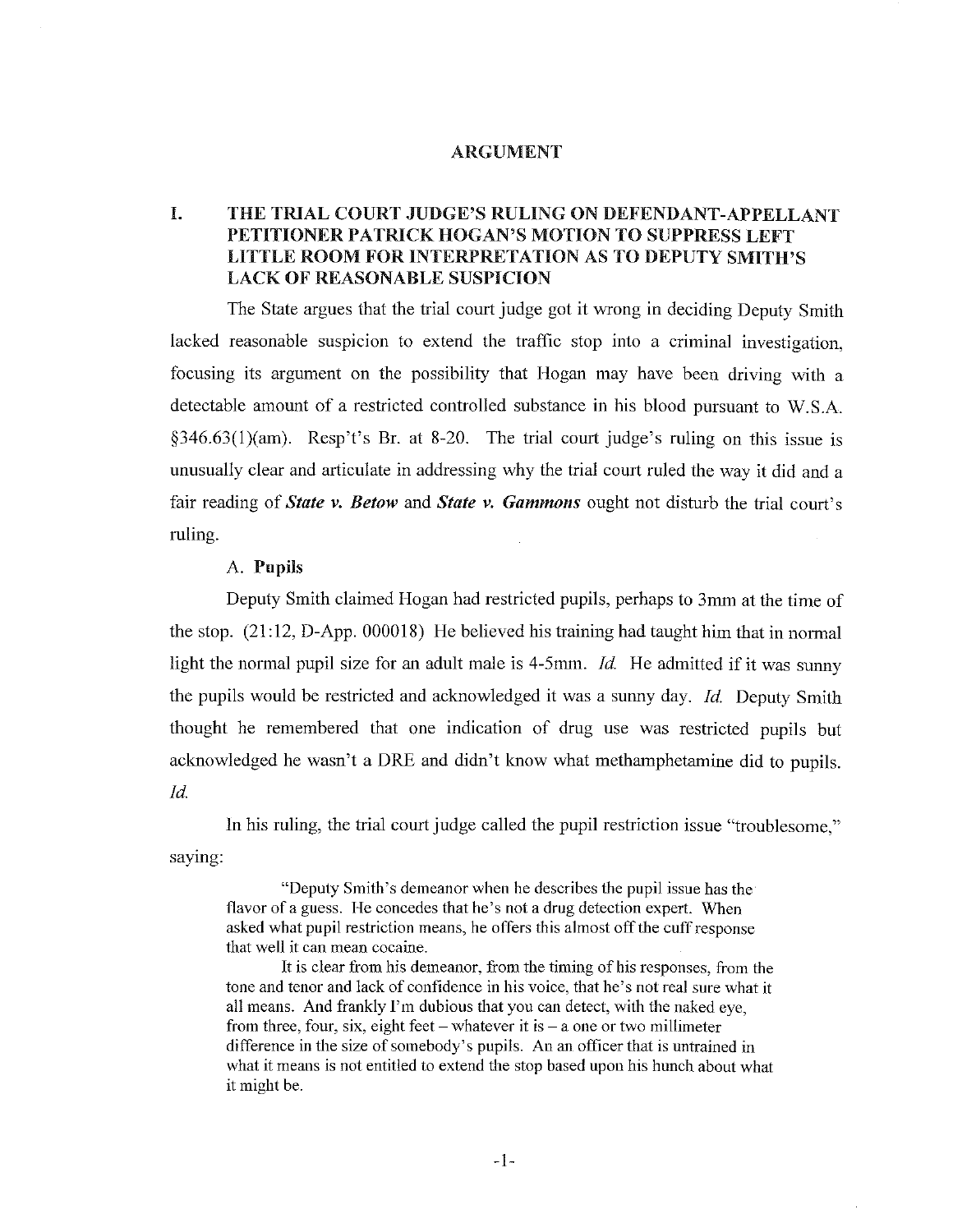## ARGUMENT

### I. THE TRIAL COURT JUDGE'S RULING ON DEFENDANT-APPELLANT PETITIONER PATRICK HOGAN'S MOTION TO SUPPRESS LEFT LITTLE ROOM FOR INTERPRETATION AS TO DEPUTY SMITH'S LACK OF REASONABLE SUSPICION

The State argues that the trial court judge got it wrong in deciding Deputy Smith lacked reasonable suspicion to extend the traffic stop into a criminal investigation, focusing its argument on the possibility that Hogan may have been driving with a detectable amount of a restricted controlled substance in his blood pursuant to W.S.A. §346.63(1)(am). Resp't's Br. at 8-20. The trial court judge's ruling on this issue is unusually clear and articulate in addressing why the trial court ruled the way it did and a fair reading of ***State v. Betow*** and ***State v. Gammons*** ought not disturb the trial court's ruling.

#### A. **Pupils**

Deputy Smith claimed Hogan had restricted pupils, perhaps to 3mm at the time of the stop. (21:12, D-App. 000018) He believed his training had taught him that in normal light the normal pupil size for an adult male is 4-5mm. *Id.* He admitted if it was sunny the pupils would be restricted and acknowledged it was a sunny day. *Id.* Deputy Smith thought he remembered that one indication of drug use was restricted pupils but acknowledged he wasn't a DRE and didn't know what methamphetamine did to pupils. *Id.*

In his ruling, the trial court judge called the pupil restriction issue "troublesome," saying:

> "Deputy Smith's demeanor when he describes the pupil issue has the flavor of a guess. He concedes that he's not a drug detection expert. When asked what pupil restriction means, he offers this almost off the cuff response that well it can mean cocaine.
>
> It is clear from his demeanor, from the timing of his responses, from the tone and tenor and lack of confidence in his voice, that he's not real sure what it all means. And frankly I'm dubious that you can detect, with the naked eye, from three, four, six, eight feet – whatever it is – a one or two millimeter difference in the size of somebody's pupils. An an officer that is untrained in what it means is not entitled to extend the stop based upon his hunch about what it might be.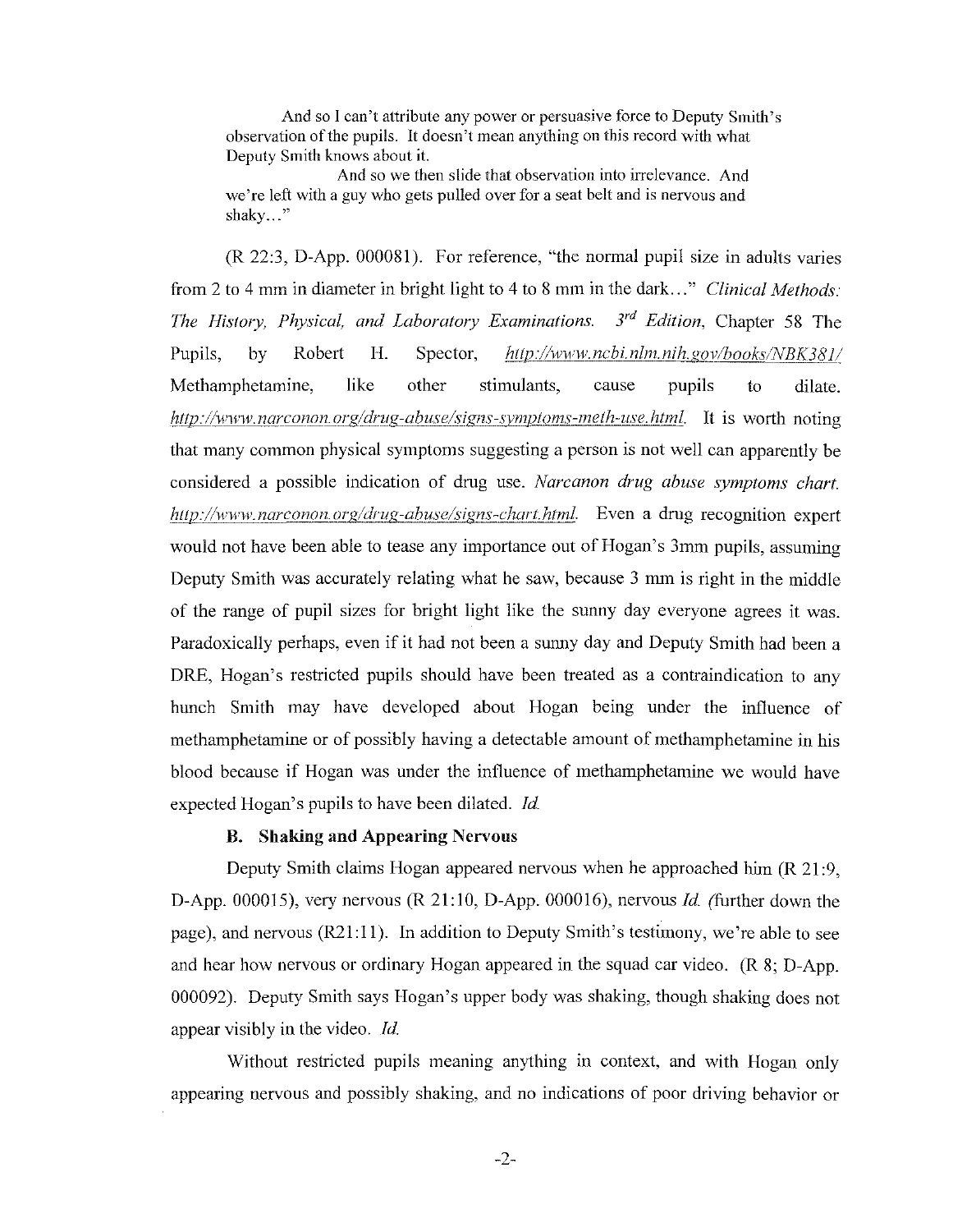> And so I can't attribute any power or persuasive force to Deputy Smith's observation of the pupils. It doesn't mean anything on this record with what Deputy Smith knows about it.
>
> And so we then slide that observation into irrelevance. And we're left with a guy who gets pulled over for a seat belt and is nervous and shaky…"

(R 22:3, D-App. 000081). For reference, "the normal pupil size in adults varies from 2 to 4 mm in diameter in bright light to 4 to 8 mm in the dark…" *Clinical Methods: The History, Physical, and Laboratory Examinations. 3rd Edition*, Chapter 58 The Pupils, by Robert H. Spector, *http://www.ncbi.nlm.nih.gov/books/NBK381/* Methamphetamine, like other stimulants, cause pupils to dilate. *http://www.narconon.org/drug-abuse/signs-symptoms-meth-use.html*. It is worth noting that many common physical symptoms suggesting a person is not well can apparently be considered a possible indication of drug use. *Narcanon drug abuse symptoms chart. http://www.narconon.org/drug-abuse/signs-chart.html*. Even a drug recognition expert would not have been able to tease any importance out of Hogan's 3mm pupils, assuming Deputy Smith was accurately relating what he saw, because 3 mm is right in the middle of the range of pupil sizes for bright light like the sunny day everyone agrees it was. Paradoxically perhaps, even if it had not been a sunny day and Deputy Smith had been a DRE, Hogan's restricted pupils should have been treated as a contraindication to any hunch Smith may have developed about Hogan being under the influence of methamphetamine or of possibly having a detectable amount of methamphetamine in his blood because if Hogan was under the influence of methamphetamine we would have expected Hogan's pupils to have been dilated. *Id.*

### B. Shaking and Appearing Nervous

Deputy Smith claims Hogan appeared nervous when he approached him (R 21:9, D-App. 000015), very nervous (R 21:10, D-App. 000016), nervous *Id.* (further down the page), and nervous (R21:11). In addition to Deputy Smith's testimony, we're able to see and hear how nervous or ordinary Hogan appeared in the squad car video. (R 8; D-App. 000092). Deputy Smith says Hogan's upper body was shaking, though shaking does not appear visibly in the video. *Id.*

Without restricted pupils meaning anything in context, and with Hogan only appearing nervous and possibly shaking, and no indications of poor driving behavior or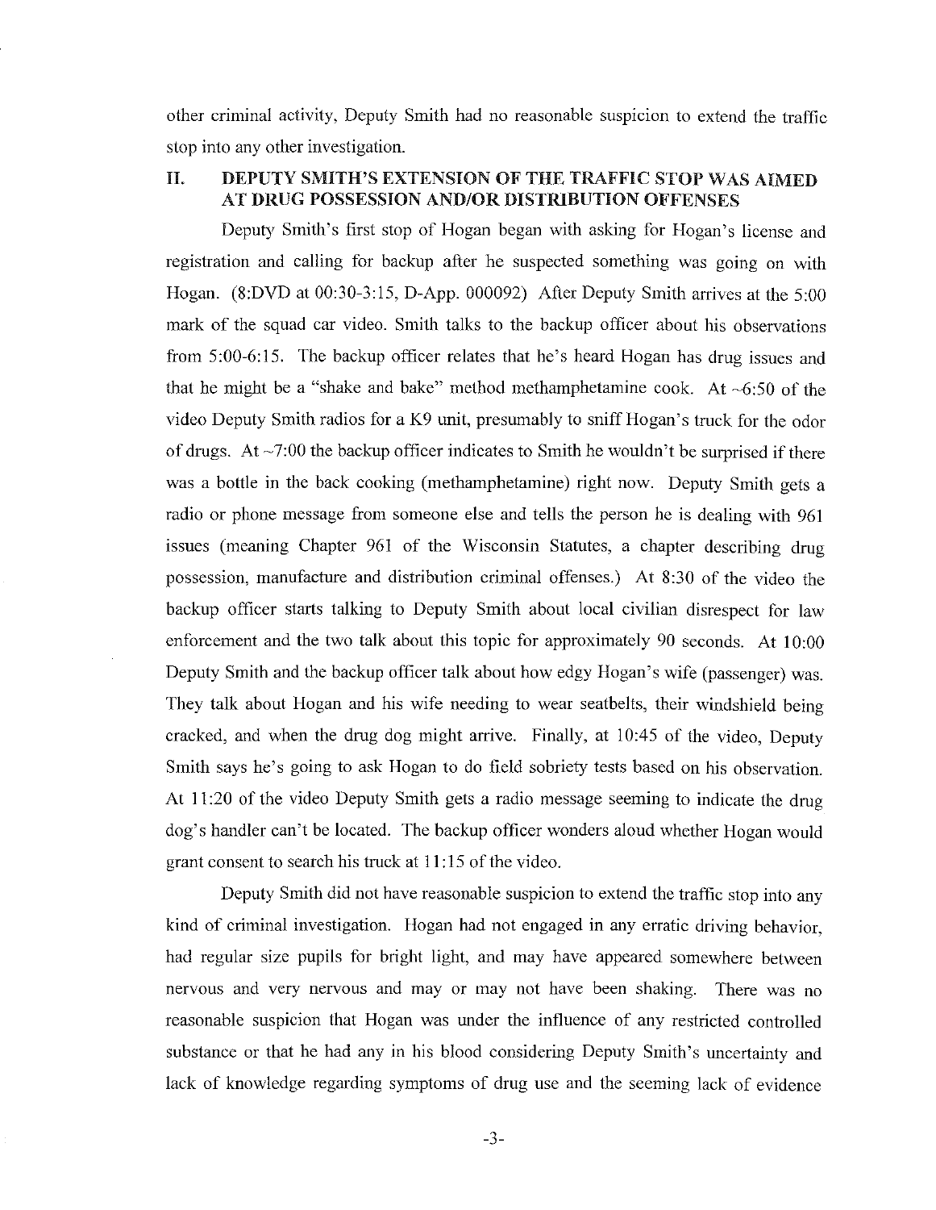other criminal activity, Deputy Smith had no reasonable suspicion to extend the traffic stop into any other investigation.

## II. DEPUTY SMITH'S EXTENSION OF THE TRAFFIC STOP WAS AIMED AT DRUG POSSESSION AND/OR DISTRIBUTION OFFENSES

Deputy Smith's first stop of Hogan began with asking for Hogan's license and registration and calling for backup after he suspected something was going on with Hogan. (8:DVD at 00:30-3:15, D-App. 000092) After Deputy Smith arrives at the 5:00 mark of the squad car video. Smith talks to the backup officer about his observations from 5:00-6:15. The backup officer relates that he's heard Hogan has drug issues and that he might be a "shake and bake" method methamphetamine cook. At ~6:50 of the video Deputy Smith radios for a K9 unit, presumably to sniff Hogan's truck for the odor of drugs. At ~7:00 the backup officer indicates to Smith he wouldn't be surprised if there was a bottle in the back cooking (methamphetamine) right now. Deputy Smith gets a radio or phone message from someone else and tells the person he is dealing with 961 issues (meaning Chapter 961 of the Wisconsin Statutes, a chapter describing drug possession, manufacture and distribution criminal offenses.) At 8:30 of the video the backup officer starts talking to Deputy Smith about local civilian disrespect for law enforcement and the two talk about this topic for approximately 90 seconds. At 10:00 Deputy Smith and the backup officer talk about how edgy Hogan's wife (passenger) was. They talk about Hogan and his wife needing to wear seatbelts, their windshield being cracked, and when the drug dog might arrive. Finally, at 10:45 of the video, Deputy Smith says he's going to ask Hogan to do field sobriety tests based on his observation. At 11:20 of the video Deputy Smith gets a radio message seeming to indicate the drug dog's handler can't be located. The backup officer wonders aloud whether Hogan would grant consent to search his truck at 11:15 of the video.

Deputy Smith did not have reasonable suspicion to extend the traffic stop into any kind of criminal investigation. Hogan had not engaged in any erratic driving behavior, had regular size pupils for bright light, and may have appeared somewhere between nervous and very nervous and may or may not have been shaking. There was no reasonable suspicion that Hogan was under the influence of any restricted controlled substance or that he had any in his blood considering Deputy Smith's uncertainty and lack of knowledge regarding symptoms of drug use and the seeming lack of evidence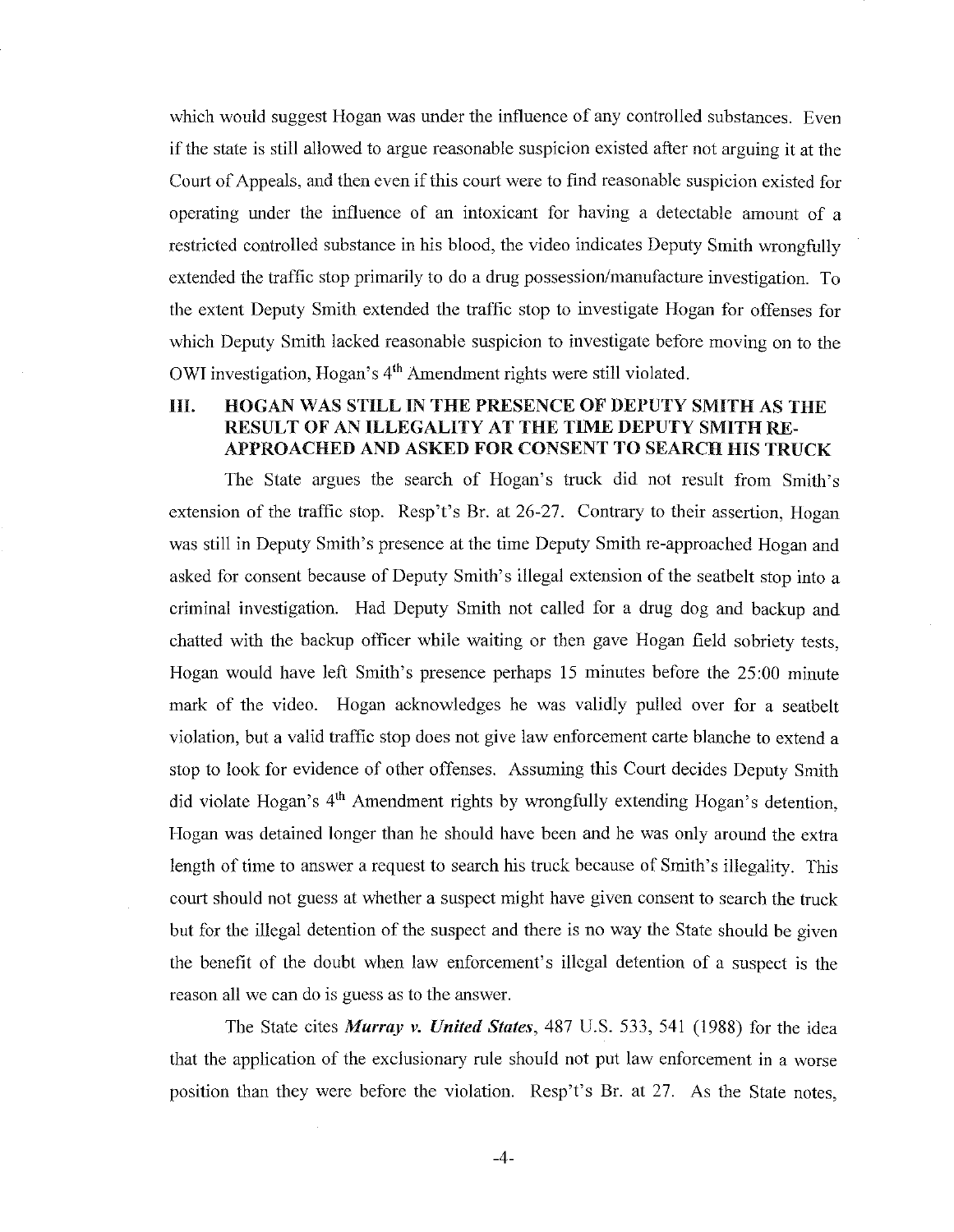which would suggest Hogan was under the influence of any controlled substances. Even if the state is still allowed to argue reasonable suspicion existed after not arguing it at the Court of Appeals, and then even if this court were to find reasonable suspicion existed for operating under the influence of an intoxicant for having a detectable amount of a restricted controlled substance in his blood, the video indicates Deputy Smith wrongfully extended the traffic stop primarily to do a drug possession/manufacture investigation. To the extent Deputy Smith extended the traffic stop to investigate Hogan for offenses for which Deputy Smith lacked reasonable suspicion to investigate before moving on to the OWI investigation, Hogan's 4th Amendment rights were still violated.

## III. HOGAN WAS STILL IN THE PRESENCE OF DEPUTY SMITH AS THE RESULT OF AN ILLEGALITY AT THE TIME DEPUTY SMITH RE-APPROACHED AND ASKED FOR CONSENT TO SEARCH HIS TRUCK

The State argues the search of Hogan's truck did not result from Smith's extension of the traffic stop. Resp't's Br. at 26-27. Contrary to their assertion, Hogan was still in Deputy Smith's presence at the time Deputy Smith re-approached Hogan and asked for consent because of Deputy Smith's illegal extension of the seatbelt stop into a criminal investigation. Had Deputy Smith not called for a drug dog and backup and chatted with the backup officer while waiting or then gave Hogan field sobriety tests, Hogan would have left Smith's presence perhaps 15 minutes before the 25:00 minute mark of the video. Hogan acknowledges he was validly pulled over for a seatbelt violation, but a valid traffic stop does not give law enforcement carte blanche to extend a stop to look for evidence of other offenses. Assuming this Court decides Deputy Smith did violate Hogan's 4th Amendment rights by wrongfully extending Hogan's detention, Hogan was detained longer than he should have been and he was only around the extra length of time to answer a request to search his truck because of Smith's illegality. This court should not guess at whether a suspect might have given consent to search the truck but for the illegal detention of the suspect and there is no way the State should be given the benefit of the doubt when law enforcement's illegal detention of a suspect is the reason all we can do is guess as to the answer.

The State cites ***Murray v. United States***, 487 U.S. 533, 541 (1988) for the idea that the application of the exclusionary rule should not put law enforcement in a worse position than they were before the violation. Resp't's Br. at 27. As the State notes,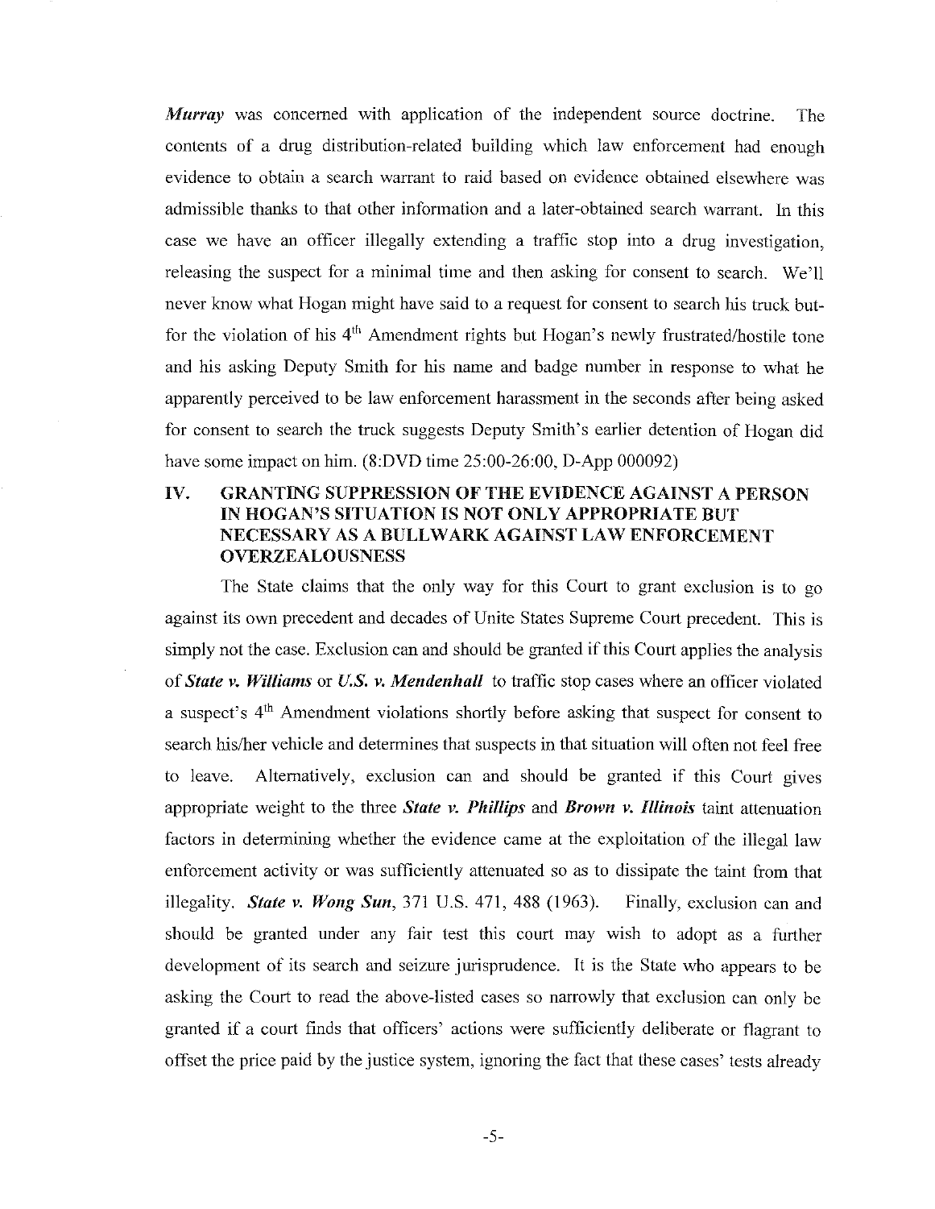***Murray*** was concerned with application of the independent source doctrine. The contents of a drug distribution-related building which law enforcement had enough evidence to obtain a search warrant to raid based on evidence obtained elsewhere was admissible thanks to that other information and a later-obtained search warrant. In this case we have an officer illegally extending a traffic stop into a drug investigation, releasing the suspect for a minimal time and then asking for consent to search. We'll never know what Hogan might have said to a request for consent to search his truck but-for the violation of his 4th Amendment rights but Hogan's newly frustrated/hostile tone and his asking Deputy Smith for his name and badge number in response to what he apparently perceived to be law enforcement harassment in the seconds after being asked for consent to search the truck suggests Deputy Smith's earlier detention of Hogan did have some impact on him. (8:DVD time 25:00-26:00, D-App 000092)

## IV. GRANTING SUPPRESSION OF THE EVIDENCE AGAINST A PERSON IN HOGAN'S SITUATION IS NOT ONLY APPROPRIATE BUT NECESSARY AS A BULLWARK AGAINST LAW ENFORCEMENT OVERZEALOUSNESS

The State claims that the only way for this Court to grant exclusion is to go against its own precedent and decades of Unite States Supreme Court precedent. This is simply not the case. Exclusion can and should be granted if this Court applies the analysis of ***State v. Williams*** or ***U.S. v. Mendenhall*** to traffic stop cases where an officer violated a suspect's 4th Amendment violations shortly before asking that suspect for consent to search his/her vehicle and determines that suspects in that situation will often not feel free to leave. Alternatively, exclusion can and should be granted if this Court gives appropriate weight to the three ***State v. Phillips*** and ***Brown v. Illinois*** taint attenuation factors in determining whether the evidence came at the exploitation of the illegal law enforcement activity or was sufficiently attenuated so as to dissipate the taint from that illegality. ***State v. Wong Sun***, 371 U.S. 471, 488 (1963). Finally, exclusion can and should be granted under any fair test this court may wish to adopt as a further development of its search and seizure jurisprudence. It is the State who appears to be asking the Court to read the above-listed cases so narrowly that exclusion can only be granted if a court finds that officers' actions were sufficiently deliberate or flagrant to offset the price paid by the justice system, ignoring the fact that these cases' tests already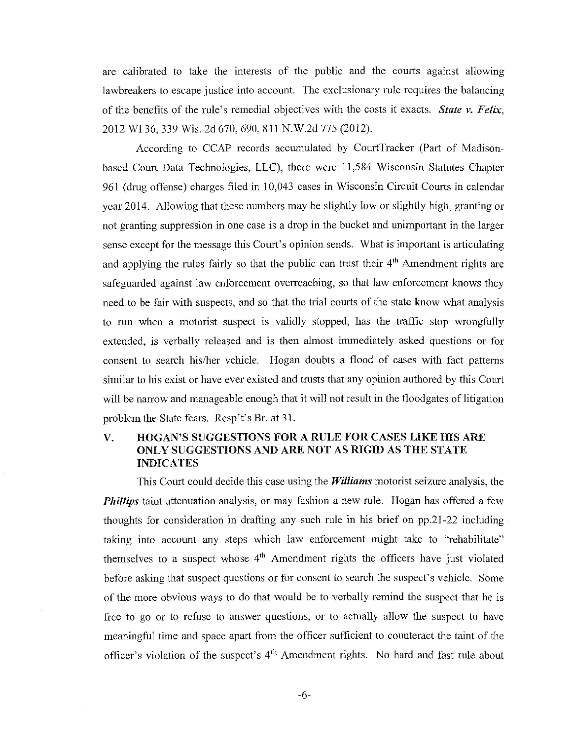are calibrated to take the interests of the public and the courts against allowing lawbreakers to escape justice into account. The exclusionary rule requires the balancing of the benefits of the rule's remedial objectives with the costs it exacts. ***State v. Felix***, 2012 WI 36, 339 Wis. 2d 670, 690, 811 N.W.2d 775 (2012).

According to CCAP records accumulated by CourtTracker (Part of Madison-based Court Data Technologies, LLC), there were 11,584 Wisconsin Statutes Chapter 961 (drug offense) charges filed in 10,043 cases in Wisconsin Circuit Courts in calendar year 2014. Allowing that these numbers may be slightly low or slightly high, granting or not granting suppression in one case is a drop in the bucket and unimportant in the larger sense except for the message this Court's opinion sends. What is important is articulating and applying the rules fairly so that the public can trust their 4th Amendment rights are safeguarded against law enforcement overreaching, so that law enforcement knows they need to be fair with suspects, and so that the trial courts of the state know what analysis to run when a motorist suspect is validly stopped, has the traffic stop wrongfully extended, is verbally released and is then almost immediately asked questions or for consent to search his/her vehicle. Hogan doubts a flood of cases with fact patterns similar to his exist or have ever existed and trusts that any opinion authored by this Court will be narrow and manageable enough that it will not result in the floodgates of litigation problem the State fears. Resp't's Br. at 31.

## V. HOGAN'S SUGGESTIONS FOR A RULE FOR CASES LIKE HIS ARE ONLY SUGGESTIONS AND ARE NOT AS RIGID AS THE STATE INDICATES

This Court could decide this case using the ***Williams*** motorist seizure analysis, the ***Phillips*** taint attenuation analysis, or may fashion a new rule. Hogan has offered a few thoughts for consideration in drafting any such rule in his brief on pp.21-22 including taking into account any steps which law enforcement might take to "rehabilitate" themselves to a suspect whose 4th Amendment rights the officers have just violated before asking that suspect questions or for consent to search the suspect's vehicle. Some of the more obvious ways to do that would be to verbally remind the suspect that he is free to go or to refuse to answer questions, or to actually allow the suspect to have meaningful time and space apart from the officer sufficient to counteract the taint of the officer's violation of the suspect's 4th Amendment rights. No hard and fast rule about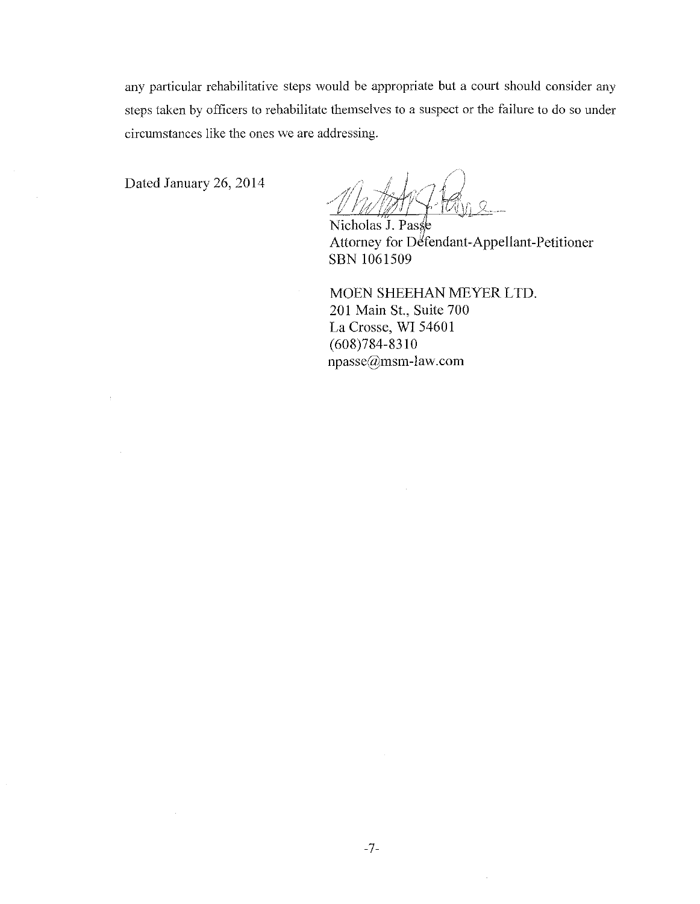any particular rehabilitative steps would be appropriate but a court should consider any steps taken by officers to rehabilitate themselves to a suspect or the failure to do so under circumstances like the ones we are addressing.

Dated January 26, 2014

Nicholas J. Passe
Attorney for Defendant-Appellant-Petitioner
SBN 1061509

MOEN SHEEHAN MEYER LTD.
201 Main St., Suite 700
La Crosse, WI 54601
(608)784-8310
npasse@msm-law.com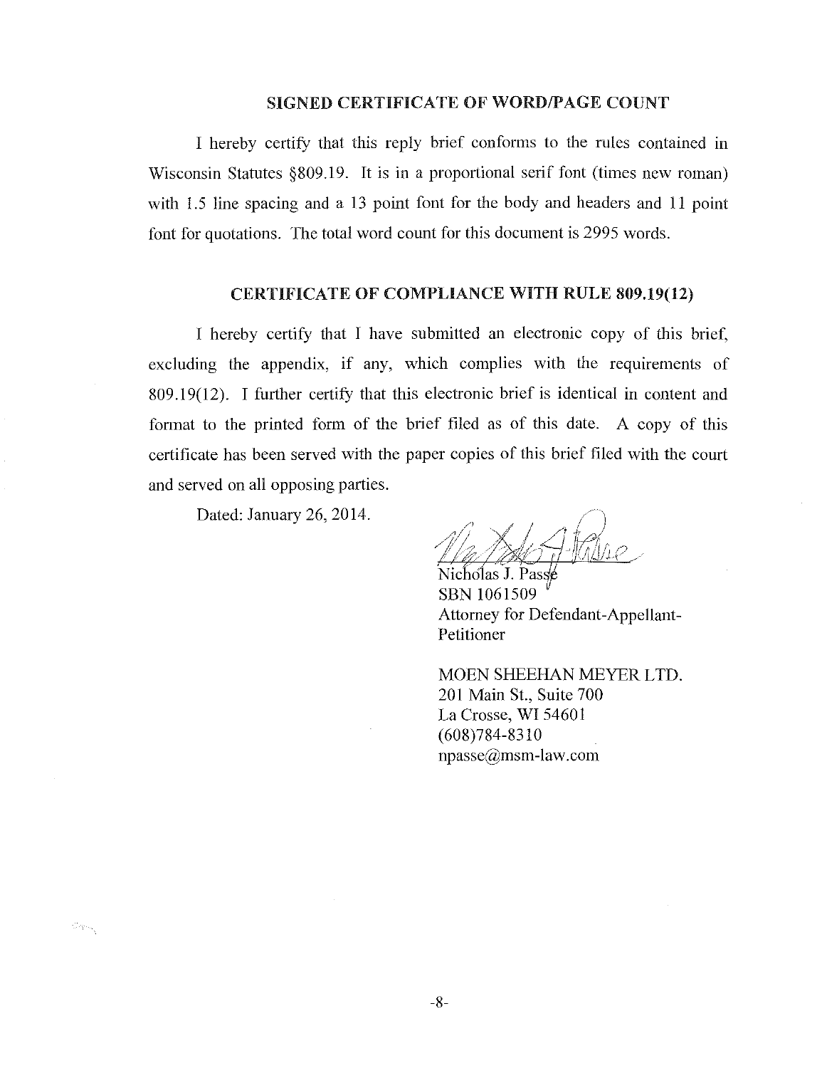## SIGNED CERTIFICATE OF WORD/PAGE COUNT

I hereby certify that this reply brief conforms to the rules contained in Wisconsin Statutes §809.19. It is in a proportional serif font (times new roman) with 1.5 line spacing and a 13 point font for the body and headers and 11 point font for quotations. The total word count for this document is 2995 words.

## CERTIFICATE OF COMPLIANCE WITH RULE 809.19(12)

I hereby certify that I have submitted an electronic copy of this brief, excluding the appendix, if any, which complies with the requirements of 809.19(12). I further certify that this electronic brief is identical in content and format to the printed form of the brief filed as of this date. A copy of this certificate has been served with the paper copies of this brief filed with the court and served on all opposing parties.

Dated: January 26, 2014.

Nicholas J. Passe
SBN 1061509
Attorney for Defendant-Appellant-Petitioner

MOEN SHEEHAN MEYER LTD.
201 Main St., Suite 700
La Crosse, WI 54601
(608)784-8310
npasse@msm-law.com